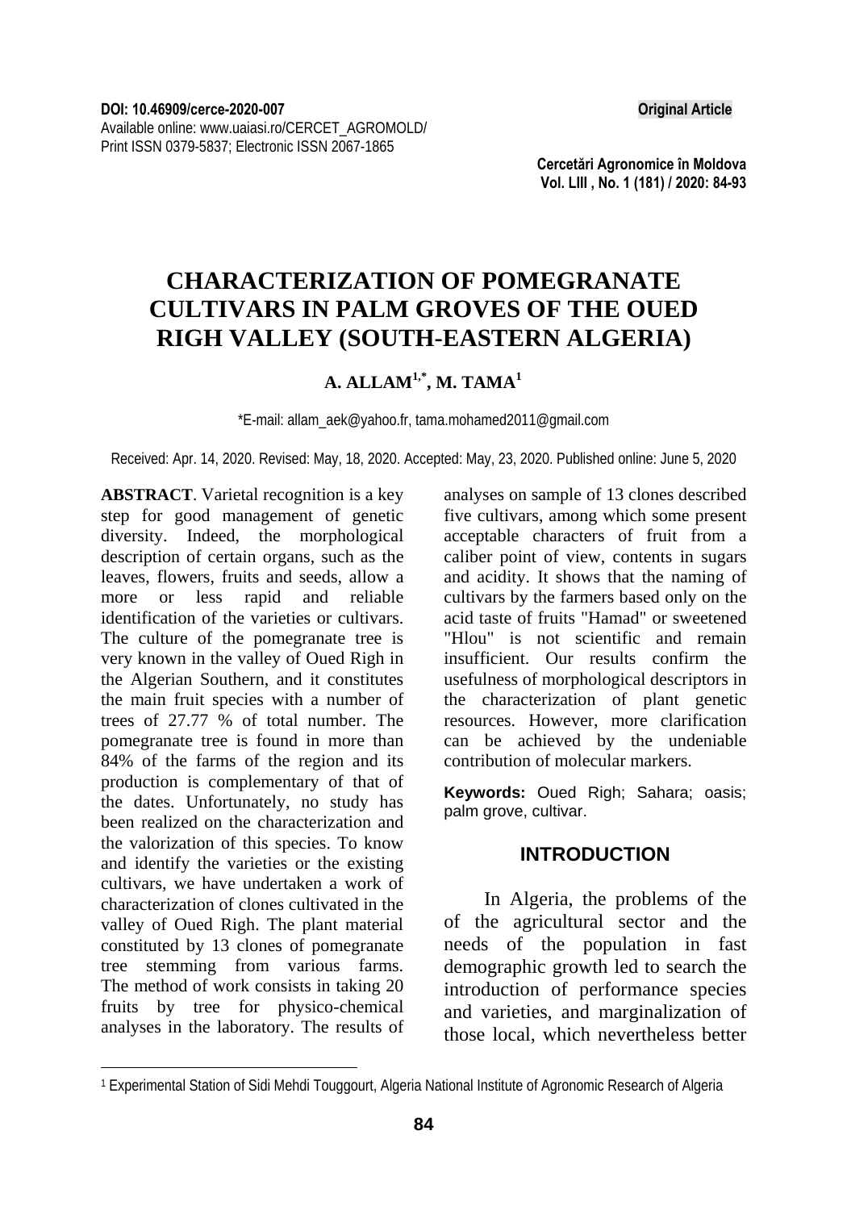DOI: 10.46909/cerce-2020-007
Available online: www.uaiasi.ro/CERCET_AGROMOLD/
Print ISSN 0379-5837; Electronic ISSN 2067-1865

**Original Article**

# CHARACTERIZATION OF POMEGRANATE CULTIVARS IN PALM GROVES OF THE OUED RIGH VALLEY (SOUTH-EASTERN ALGERIA)

**A. ALLAM[1,*], M. TAMA[1]**

*E-mail: allam_aek@yahoo.fr, tama.mohamed2011@gmail.com

Received: Apr. 14, 2020. Revised: May, 18, 2020. Accepted: May, 23, 2020. Published online: June 5, 2020

**ABSTRACT**. Varietal recognition is a key step for good management of genetic diversity. Indeed, the morphological description of certain organs, such as the leaves, flowers, fruits and seeds, allow a more or less rapid and reliable identification of the varieties or cultivars. The culture of the pomegranate tree is very known in the valley of Oued Righ in the Algerian Southern, and it constitutes the main fruit species with a number of trees of 27.77 % of total number. The pomegranate tree is found in more than 84% of the farms of the region and its production is complementary of that of the dates. Unfortunately, no study has been realized on the characterization and the valorization of this species. To know and identify the varieties or the existing cultivars, we have undertaken a work of characterization of clones cultivated in the valley of Oued Righ. The plant material constituted by 13 clones of pomegranate tree stemming from various farms. The method of work consists in taking 20 fruits by tree for physico-chemical analyses in the laboratory. The results of analyses on sample of 13 clones described five cultivars, among which some present acceptable characters of fruit from a caliber point of view, contents in sugars and acidity. It shows that the naming of cultivars by the farmers based only on the acid taste of fruits "Hamad" or sweetened "Hlou" is not scientific and remain insufficient. Our results confirm the usefulness of morphological descriptors in the characterization of plant genetic resources. However, more clarification can be achieved by the undeniable contribution of molecular markers.

**Keywords:** Oued Righ; Sahara; oasis; palm grove, cultivar.

## INTRODUCTION

In Algeria, the problems of the of the agricultural sector and the needs of the population in fast demographic growth led to search the introduction of performance species and varieties, and marginalization of those local, which nevertheless better

[1] Experimental Station of Sidi Mehdi Touggourt, Algeria National Institute of Agronomic Research of Algeria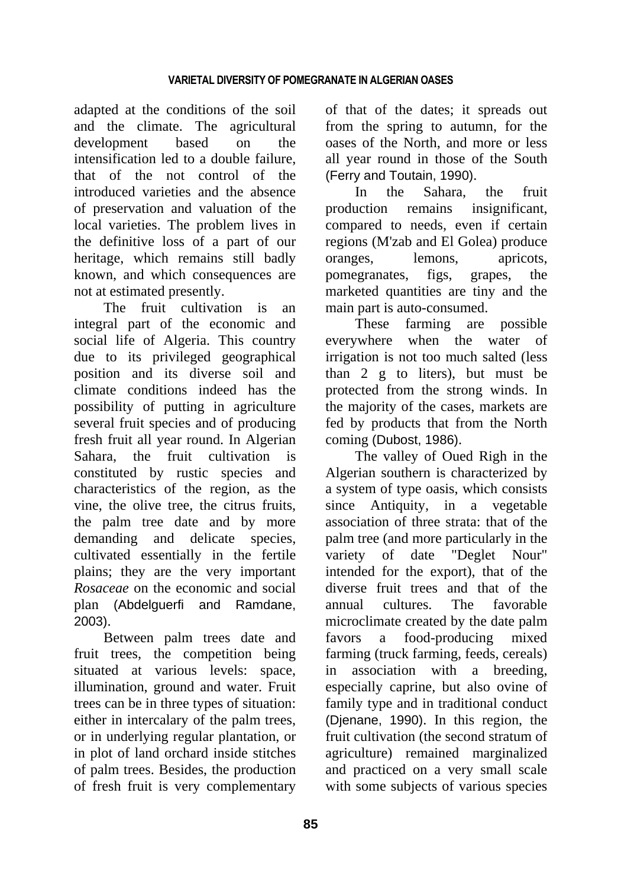adapted at the conditions of the soil and the climate. The agricultural development based on the intensification led to a double failure, that of the not control of the introduced varieties and the absence of preservation and valuation of the local varieties. The problem lives in the definitive loss of a part of our heritage, which remains still badly known, and which consequences are not at estimated presently.

The fruit cultivation is an integral part of the economic and social life of Algeria. This country due to its privileged geographical position and its diverse soil and climate conditions indeed has the possibility of putting in agriculture several fruit species and of producing fresh fruit all year round. In Algerian Sahara, the fruit cultivation is constituted by rustic species and characteristics of the region, as the vine, the olive tree, the citrus fruits, the palm tree date and by more demanding and delicate species, cultivated essentially in the fertile plains; they are the very important *Rosaceae* on the economic and social plan (Abdelguerfi and Ramdane, 2003).

Between palm trees date and fruit trees, the competition being situated at various levels: space, illumination, ground and water. Fruit trees can be in three types of situation: either in intercalary of the palm trees, or in underlying regular plantation, or in plot of land orchard inside stitches of palm trees. Besides, the production of fresh fruit is very complementary of that of the dates; it spreads out from the spring to autumn, for the oases of the North, and more or less all year round in those of the South (Ferry and Toutain, 1990).

In the Sahara, the fruit production remains insignificant, compared to needs, even if certain regions (M'zab and El Golea) produce oranges, lemons, apricots, pomegranates, figs, grapes, the marketed quantities are tiny and the main part is auto-consumed.

These farming are possible everywhere when the water of irrigation is not too much salted (less than 2 g to liters), but must be protected from the strong winds. In the majority of the cases, markets are fed by products that from the North coming (Dubost, 1986).

The valley of Oued Righ in the Algerian southern is characterized by a system of type oasis, which consists since Antiquity, in a vegetable association of three strata: that of the palm tree (and more particularly in the variety of date "Deglet Nour" intended for the export), that of the diverse fruit trees and that of the annual cultures. The favorable microclimate created by the date palm favors a food-producing mixed farming (truck farming, feeds, cereals) in association with a breeding, especially caprine, but also ovine of family type and in traditional conduct (Djenane, 1990). In this region, the fruit cultivation (the second stratum of agriculture) remained marginalized and practiced on a very small scale with some subjects of various species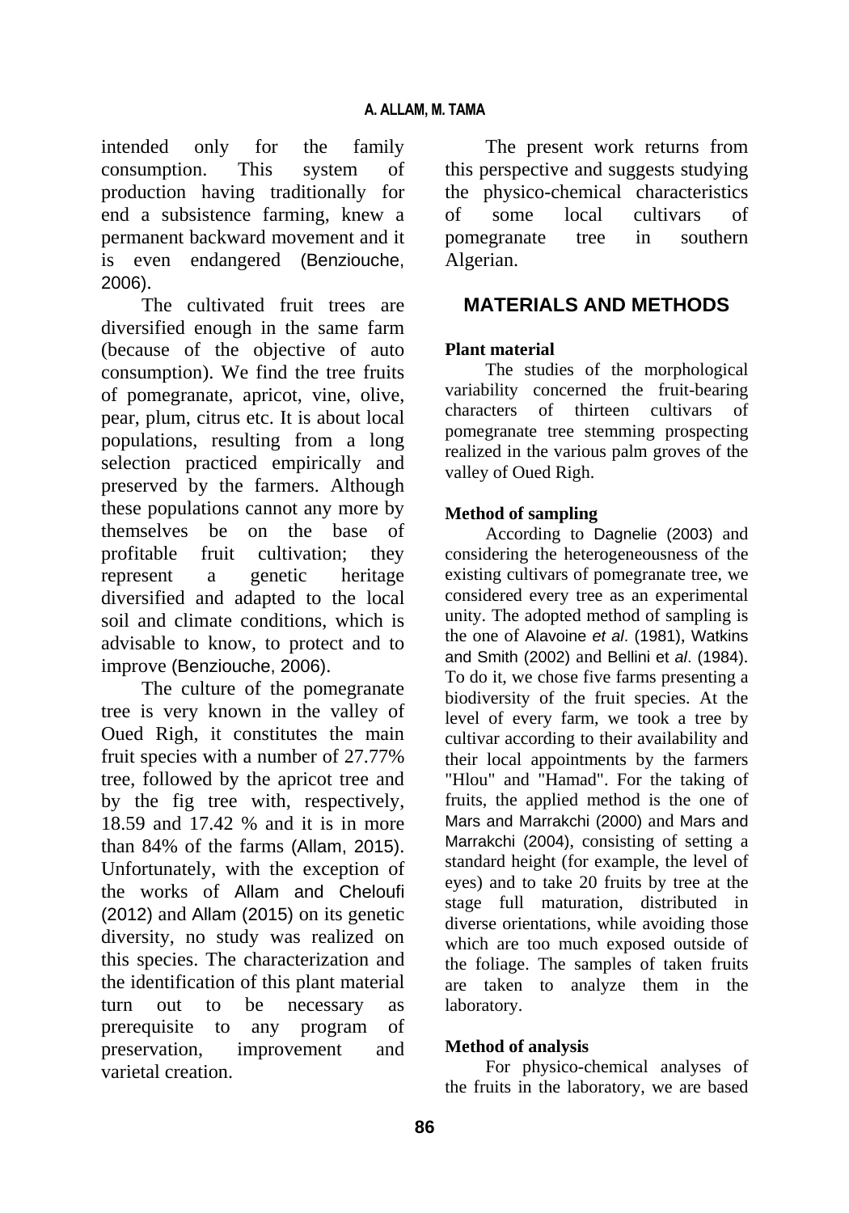intended only for the family consumption. This system of production having traditionally for end a subsistence farming, knew a permanent backward movement and it is even endangered (Benziouche, 2006).

The cultivated fruit trees are diversified enough in the same farm (because of the objective of auto consumption). We find the tree fruits of pomegranate, apricot, vine, olive, pear, plum, citrus etc. It is about local populations, resulting from a long selection practiced empirically and preserved by the farmers. Although these populations cannot any more by themselves be on the base of profitable fruit cultivation; they represent a genetic heritage diversified and adapted to the local soil and climate conditions, which is advisable to know, to protect and to improve (Benziouche, 2006).

The culture of the pomegranate tree is very known in the valley of Oued Righ, it constitutes the main fruit species with a number of 27.77% tree, followed by the apricot tree and by the fig tree with, respectively, 18.59 and 17.42 % and it is in more than 84% of the farms (Allam, 2015). Unfortunately, with the exception of the works of Allam and Cheloufi (2012) and Allam (2015) on its genetic diversity, no study was realized on this species. The characterization and the identification of this plant material turn out to be necessary as prerequisite to any program of preservation, improvement and varietal creation.

The present work returns from this perspective and suggests studying the physico-chemical characteristics of some local cultivars of pomegranate tree in southern Algerian.

## MATERIALS AND METHODS

**Plant material**

The studies of the morphological variability concerned the fruit-bearing characters of thirteen cultivars of pomegranate tree stemming prospecting realized in the various palm groves of the valley of Oued Righ.

**Method of sampling**

According to Dagnelie (2003) and considering the heterogeneousness of the existing cultivars of pomegranate tree, we considered every tree as an experimental unity. The adopted method of sampling is the one of Alavoine *et al*. (1981), Watkins and Smith (2002) and Bellini et *al*. (1984). To do it, we chose five farms presenting a biodiversity of the fruit species. At the level of every farm, we took a tree by cultivar according to their availability and their local appointments by the farmers "Hlou" and "Hamad". For the taking of fruits, the applied method is the one of Mars and Marrakchi (2000) and Mars and Marrakchi (2004), consisting of setting a standard height (for example, the level of eyes) and to take 20 fruits by tree at the stage full maturation, distributed in diverse orientations, while avoiding those which are too much exposed outside of the foliage. The samples of taken fruits are taken to analyze them in the laboratory.

**Method of analysis**

For physico-chemical analyses of the fruits in the laboratory, we are based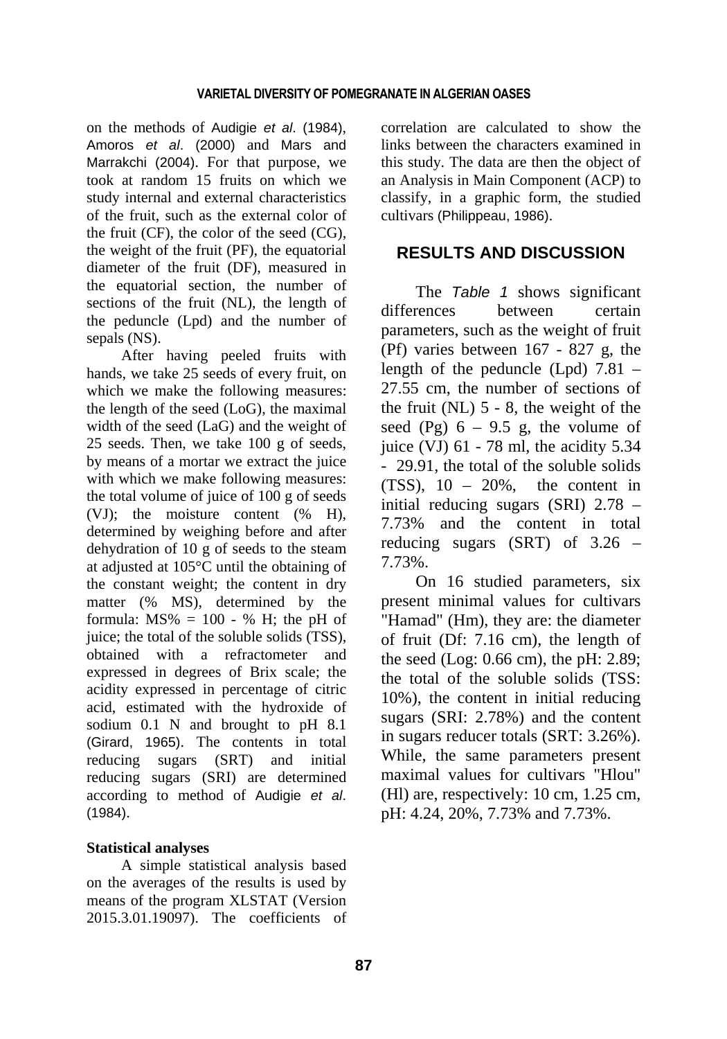on the methods of Audigie *et al*. (1984), Amoros *et al*. (2000) and Mars and Marrakchi (2004). For that purpose, we took at random 15 fruits on which we study internal and external characteristics of the fruit, such as the external color of the fruit (CF), the color of the seed (CG), the weight of the fruit (PF), the equatorial diameter of the fruit (DF), measured in the equatorial section, the number of sections of the fruit (NL), the length of the peduncle (Lpd) and the number of sepals (NS).

After having peeled fruits with hands, we take 25 seeds of every fruit, on which we make the following measures: the length of the seed (LoG), the maximal width of the seed (LaG) and the weight of 25 seeds. Then, we take 100 g of seeds, by means of a mortar we extract the juice with which we make following measures: the total volume of juice of 100 g of seeds (VJ); the moisture content (% H), determined by weighing before and after dehydration of 10 g of seeds to the steam at adjusted at 105°C until the obtaining of the constant weight; the content in dry matter (% MS), determined by the formula: MS% = 100 - % H; the pH of juice; the total of the soluble solids (TSS), obtained with a refractometer and expressed in degrees of Brix scale; the acidity expressed in percentage of citric acid, estimated with the hydroxide of sodium 0.1 N and brought to pH 8.1 (Girard, 1965). The contents in total reducing sugars (SRT) and initial reducing sugars (SRI) are determined according to method of Audigie *et al*. (1984).

**Statistical analyses**

A simple statistical analysis based on the averages of the results is used by means of the program XLSTAT (Version 2015.3.01.19097). The coefficients of correlation are calculated to show the links between the characters examined in this study. The data are then the object of an Analysis in Main Component (ACP) to classify, in a graphic form, the studied cultivars (Philippeau, 1986).

## RESULTS AND DISCUSSION

The *Table 1* shows significant differences between certain parameters, such as the weight of fruit (Pf) varies between 167 - 827 g, the length of the peduncle (Lpd) 7.81 – 27.55 cm, the number of sections of the fruit (NL) 5 - 8, the weight of the seed (Pg) 6 – 9.5 g, the volume of juice (VJ) 61 - 78 ml, the acidity 5.34 - 29.91, the total of the soluble solids (TSS), 10 – 20%, the content in initial reducing sugars (SRI) 2.78 – 7.73% and the content in total reducing sugars (SRT) of 3.26 – 7.73%.

On 16 studied parameters, six present minimal values for cultivars "Hamad" (Hm), they are: the diameter of fruit (Df: 7.16 cm), the length of the seed (Log: 0.66 cm), the pH: 2.89; the total of the soluble solids (TSS: 10%), the content in initial reducing sugars (SRI: 2.78%) and the content in sugars reducer totals (SRT: 3.26%). While, the same parameters present maximal values for cultivars "Hlou" (Hl) are, respectively: 10 cm, 1.25 cm, pH: 4.24, 20%, 7.73% and 7.73%.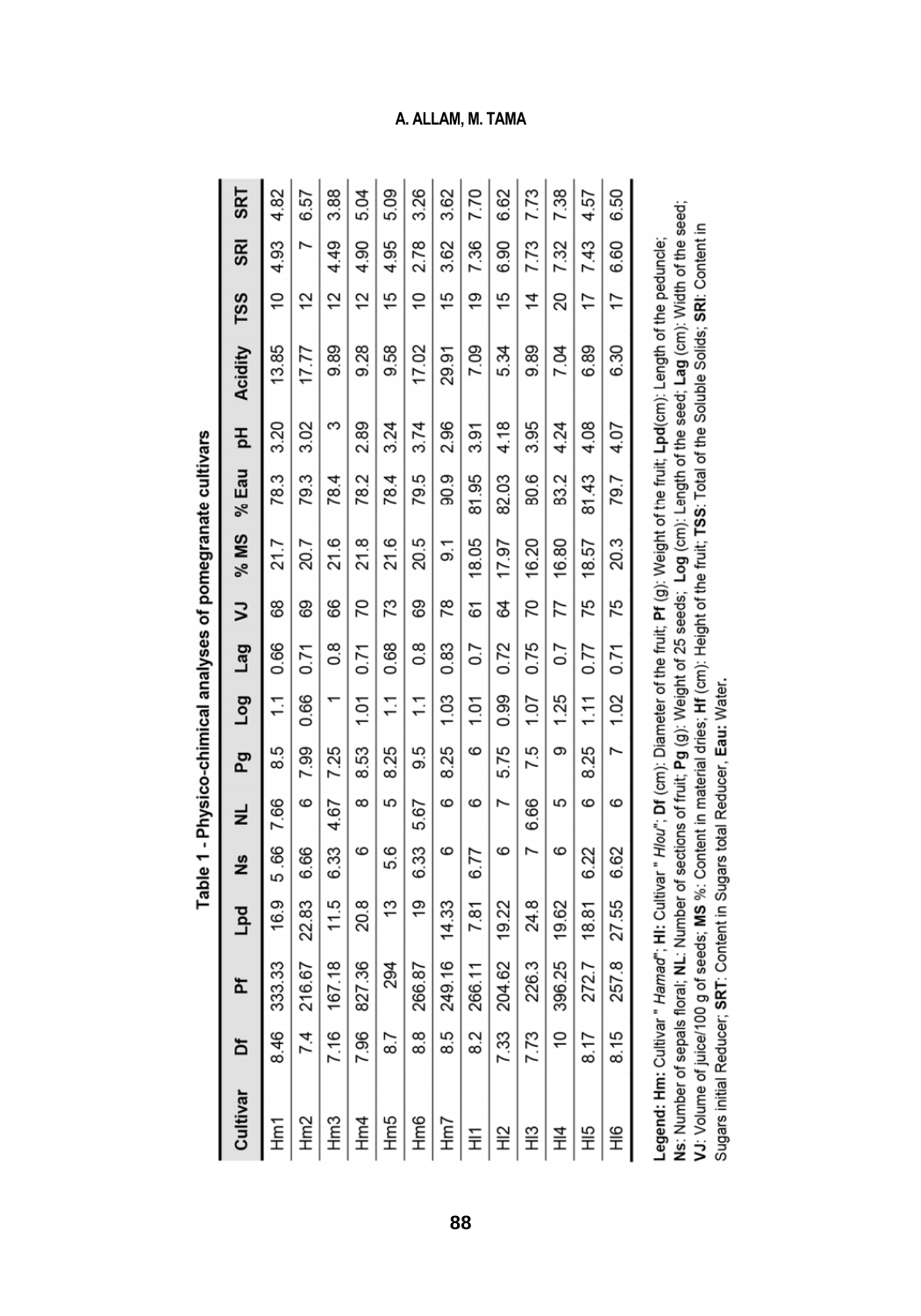Table 1 - Physico-chemical analyses of pomegranate cultivars

| Cultivar | Df | Pf | Lpd | Ns | NL | Pg | Log | Lag | VJ | % MS | % Eau | pH | Acidity | TSS | SRI | SRT |
|---|---|---|---|---|---|---|---|---|---|---|---|---|---|---|---|---|
| Hm1 | 8.46 | 333.33 | 16.9 | 5.66 | 7.66 | 8.5 | 1.1 | 0.66 | 68 | 21.7 | 78.3 | 3.20 | 13.85 | 10 | 4.93 | 4.82 |
| Hm2 | 7.4 | 216.67 | 22.83 | 6.66 | 6 | 7.99 | 0.66 | 0.71 | 69 | 20.7 | 79.3 | 3.02 | 17.77 | 12 | 7 | 6.57 |
| Hm3 | 7.16 | 167.18 | 11.5 | 6.33 | 4.67 | 7.25 | 1 | 0.8 | 66 | 21.6 | 78.4 | 3 | 9.89 | 12 | 4.49 | 3.88 |
| Hm4 | 7.96 | 827.36 | 20.8 | 6 | 8 | 8.53 | 1.01 | 0.71 | 70 | 21.8 | 78.2 | 2.89 | 9.28 | 12 | 4.90 | 5.04 |
| Hm5 | 8.7 | 294 | 13 | 5.6 | 5 | 8.25 | 1.1 | 0.68 | 73 | 21.6 | 78.4 | 3.24 | 9.58 | 15 | 4.95 | 5.09 |
| Hm6 | 8.8 | 266.87 | 19 | 6.33 | 5.67 | 9.5 | 1.1 | 0.8 | 69 | 20.5 | 79.5 | 3.74 | 17.02 | 10 | 2.78 | 3.26 |
| Hm7 | 8.5 | 249.16 | 14.33 | 6 | 6 | 8.25 | 1.03 | 0.83 | 78 | 9.1 | 90.9 | 2.96 | 29.91 | 15 | 3.62 | 3.62 |
| Hl1 | 8.2 | 266.11 | 7.81 | 6.77 | 6 | 6 | 1.01 | 0.7 | 61 | 18.05 | 81.95 | 3.91 | 7.09 | 19 | 7.36 | 7.70 |
| Hl2 | 7.33 | 204.62 | 19.22 | 6 | 7 | 5.75 | 0.99 | 0.72 | 64 | 17.97 | 82.03 | 4.18 | 5.34 | 15 | 6.90 | 6.62 |
| Hl3 | 7.73 | 226.3 | 24.8 | 7 | 6.66 | 7.5 | 1.07 | 0.75 | 70 | 16.20 | 80.6 | 3.95 | 9.89 | 14 | 7.73 | 7.73 |
| Hl4 | 10 | 396.25 | 19.62 | 6 | 5 | 9 | 1.25 | 0.7 | 77 | 16.80 | 83.2 | 4.24 | 7.04 | 20 | 7.32 | 7.38 |
| Hl5 | 8.17 | 272.7 | 18.81 | 6.22 | 6 | 8.25 | 1.11 | 0.77 | 75 | 18.57 | 81.43 | 4.08 | 6.89 | 17 | 7.43 | 4.57 |
| Hl6 | 8.15 | 257.8 | 27.55 | 6.62 | 6 | 7 | 1.02 | 0.71 | 75 | 20.3 | 79.7 | 4.07 | 6.30 | 17 | 6.60 | 6.50 |

**Legend: Hm:** Cultivar " *Hamad*"; **Hl:** Cultivar " *Hlou*"; **Df** (cm): Diameter of the fruit; **Pf** (g): Weight of the fruit; **Lpd**(cm): Length of the peduncle; **Ns**: Number of sepals floral; **NL**: Number of sections of fruit; **Pg** (g): Weight of 25 seeds; **Log** (cm): Length of the seed; **Lag** (cm): Width of the seed; **VJ**: Volume of juice/100 g of seeds; **MS** %: Content in material dries; **Hf** (cm): Height of the fruit; **TSS**: Total of the Soluble Solids; **SRI**: Content in Sugars initial Reducer; **SRT**: Content in Sugars total Reducer, **Eau**: Water.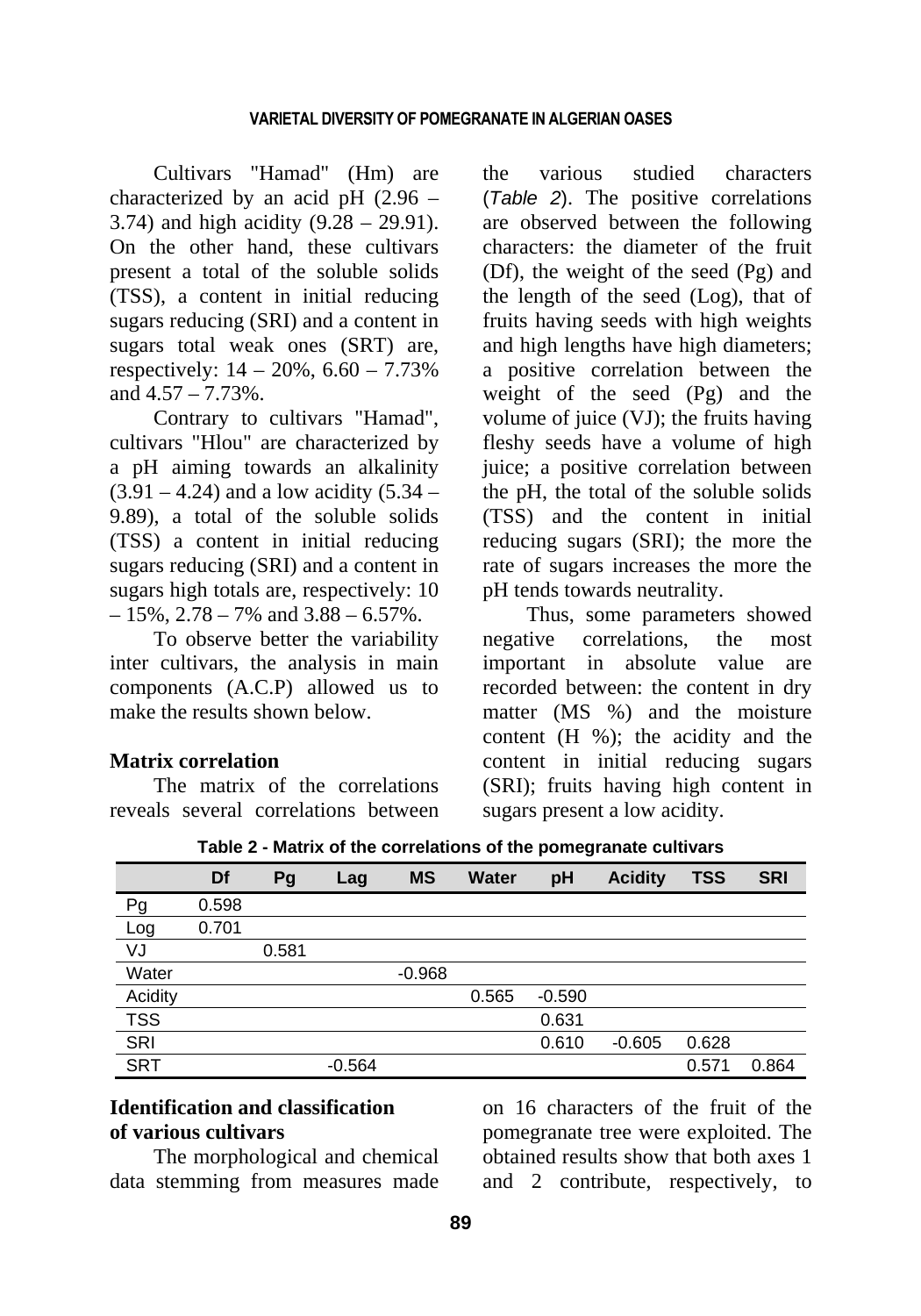Cultivars "Hamad" (Hm) are characterized by an acid pH (2.96 – 3.74) and high acidity (9.28 – 29.91). On the other hand, these cultivars present a total of the soluble solids (TSS), a content in initial reducing sugars reducing (SRI) and a content in sugars total weak ones (SRT) are, respectively: 14 – 20%, 6.60 – 7.73% and 4.57 – 7.73%.

Contrary to cultivars "Hamad", cultivars "Hlou" are characterized by a pH aiming towards an alkalinity (3.91 – 4.24) and a low acidity (5.34 – 9.89), a total of the soluble solids (TSS) a content in initial reducing sugars reducing (SRI) and a content in sugars high totals are, respectively: 10 – 15%, 2.78 – 7% and 3.88 – 6.57%.

To observe better the variability inter cultivars, the analysis in main components (A.C.P) allowed us to make the results shown below.

**Matrix correlation**

The matrix of the correlations reveals several correlations between the various studied characters (*Table 2*). The positive correlations are observed between the following characters: the diameter of the fruit (Df), the weight of the seed (Pg) and the length of the seed (Log), that of fruits having seeds with high weights and high lengths have high diameters; a positive correlation between the weight of the seed (Pg) and the volume of juice (VJ); the fruits having fleshy seeds have a volume of high juice; a positive correlation between the pH, the total of the soluble solids (TSS) and the content in initial reducing sugars (SRI); the more the rate of sugars increases the more the pH tends towards neutrality.

Thus, some parameters showed negative correlations, the most important in absolute value are recorded between: the content in dry matter (MS %) and the moisture content (H %); the acidity and the content in initial reducing sugars (SRI); fruits having high content in sugars present a low acidity.

**Table 2 - Matrix of the correlations of the pomegranate cultivars**

| | Df | Pg | Lag | MS | Water | pH | Acidity | TSS | SRI |
|---|---|---|---|---|---|---|---|---|---|
| Pg | 0.598 | | | | | | | | |
| Log | 0.701 | | | | | | | | |
| VJ | | 0.581 | | | | | | | |
| Water | | | | -0.968 | | | | | |
| Acidity | | | | | 0.565 | -0.590 | | | |
| TSS | | | | | | 0.631 | | | |
| SRI | | | | | | 0.610 | -0.605 | 0.628 | |
| SRT | | | -0.564 | | | | | 0.571 | 0.864 |

**Identification and classification of various cultivars**

The morphological and chemical data stemming from measures made on 16 characters of the fruit of the pomegranate tree were exploited. The obtained results show that both axes 1 and 2 contribute, respectively, to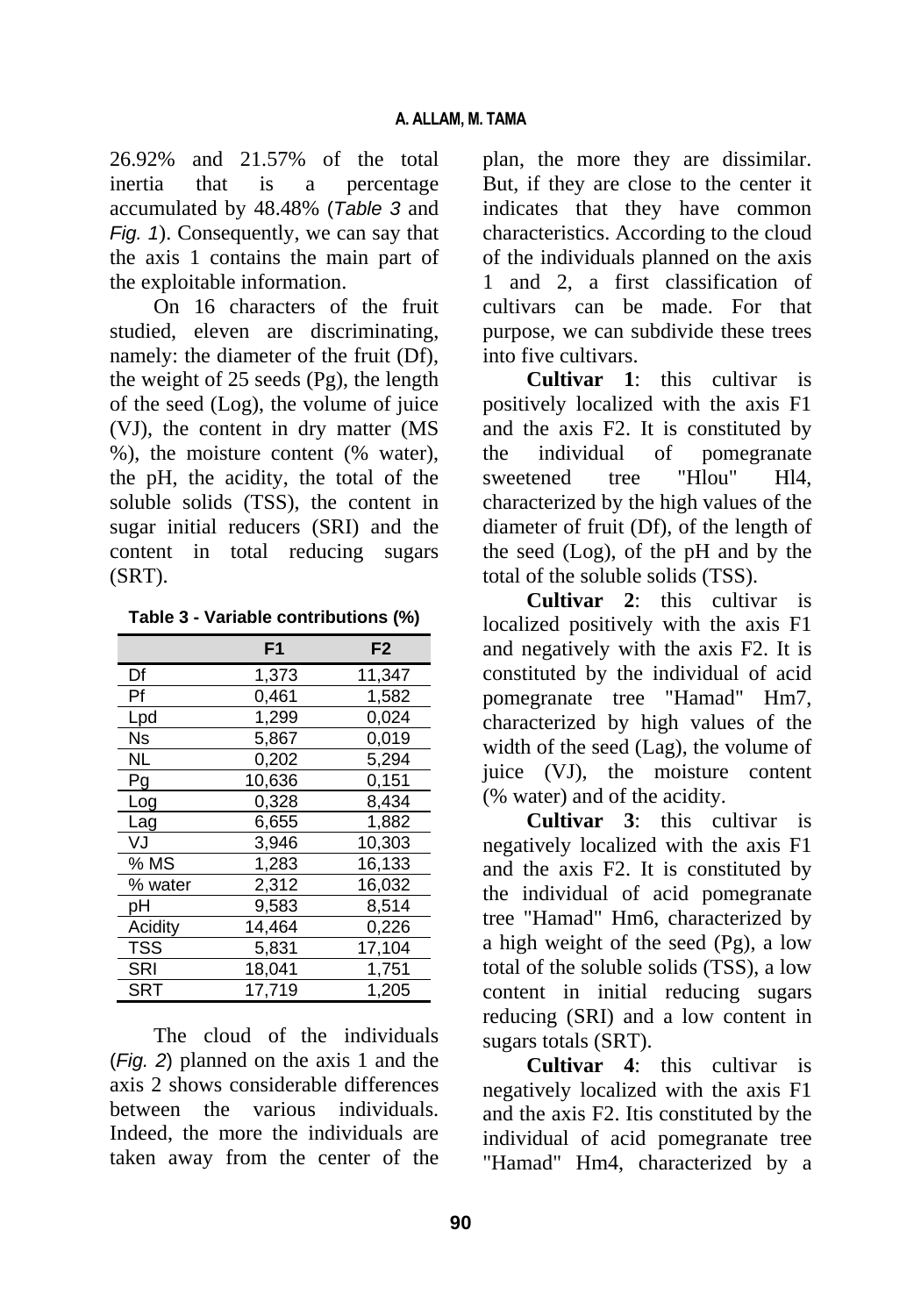26.92% and 21.57% of the total inertia that is a percentage accumulated by 48.48% (*Table 3* and *Fig. 1*). Consequently, we can say that the axis 1 contains the main part of the exploitable information.

On 16 characters of the fruit studied, eleven are discriminating, namely: the diameter of the fruit (Df), the weight of 25 seeds (Pg), the length of the seed (Log), the volume of juice (VJ), the content in dry matter (MS %), the moisture content (% water), the pH, the acidity, the total of the soluble solids (TSS), the content in sugar initial reducers (SRI) and the content in total reducing sugars (SRT).

**Table 3 - Variable contributions (%)**

| | F1 | F2 |
|---|---|---|
| Df | 1,373 | 11,347 |
| Pf | 0,461 | 1,582 |
| Lpd | 1,299 | 0,024 |
| Ns | 5,867 | 0,019 |
| NL | 0,202 | 5,294 |
| Pg | 10,636 | 0,151 |
| Log | 0,328 | 8,434 |
| Lag | 6,655 | 1,882 |
| VJ | 3,946 | 10,303 |
| % MS | 1,283 | 16,133 |
| % water | 2,312 | 16,032 |
| pH | 9,583 | 8,514 |
| Acidity | 14,464 | 0,226 |
| TSS | 5,831 | 17,104 |
| SRI | 18,041 | 1,751 |
| SRT | 17,719 | 1,205 |

The cloud of the individuals (*Fig. 2*) planned on the axis 1 and the axis 2 shows considerable differences between the various individuals. Indeed, the more the individuals are taken away from the center of the plan, the more they are dissimilar. But, if they are close to the center it indicates that they have common characteristics. According to the cloud of the individuals planned on the axis 1 and 2, a first classification of cultivars can be made. For that purpose, we can subdivide these trees into five cultivars.

**Cultivar 1**: this cultivar is positively localized with the axis F1 and the axis F2. It is constituted by the individual of pomegranate sweetened tree "Hlou" Hl4, characterized by the high values of the diameter of fruit (Df), of the length of the seed (Log), of the pH and by the total of the soluble solids (TSS).

**Cultivar 2**: this cultivar is localized positively with the axis F1 and negatively with the axis F2. It is constituted by the individual of acid pomegranate tree "Hamad" Hm7, characterized by high values of the width of the seed (Lag), the volume of juice (VJ), the moisture content (% water) and of the acidity.

**Cultivar 3**: this cultivar is negatively localized with the axis F1 and the axis F2. It is constituted by the individual of acid pomegranate tree "Hamad" Hm6, characterized by a high weight of the seed (Pg), a low total of the soluble solids (TSS), a low content in initial reducing sugars reducing (SRI) and a low content in sugars totals (SRT).

**Cultivar 4**: this cultivar is negatively localized with the axis F1 and the axis F2. Itis constituted by the individual of acid pomegranate tree "Hamad" Hm4, characterized by a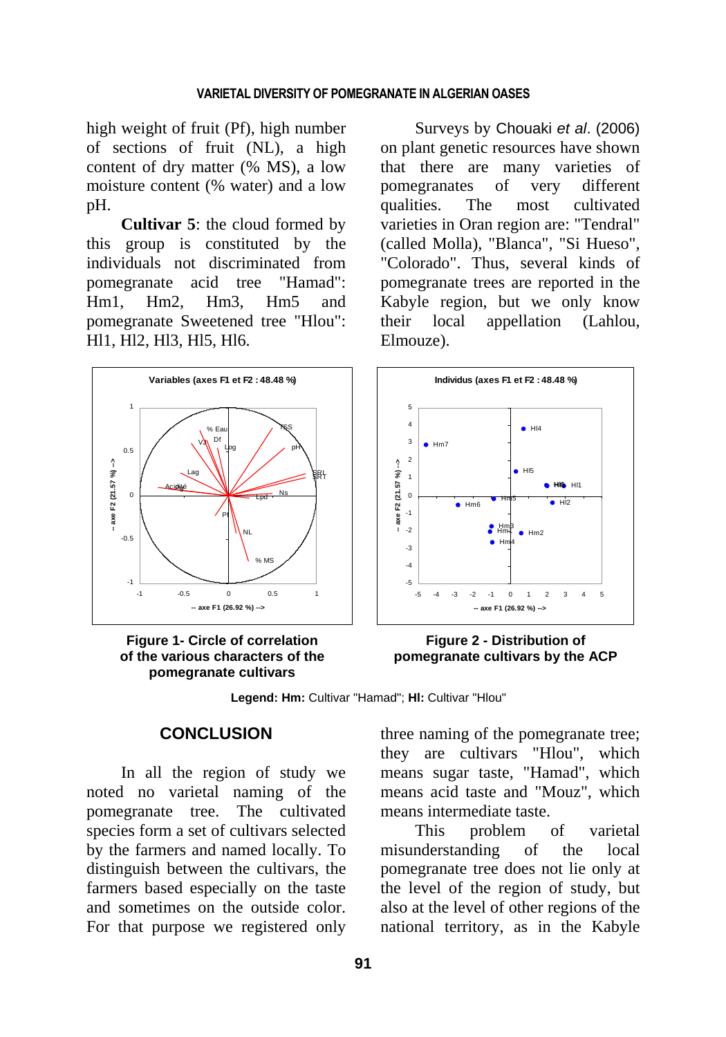high weight of fruit (Pf), high number of sections of fruit (NL), a high content of dry matter (% MS), a low moisture content (% water) and a low pH.

**Cultivar 5**: the cloud formed by this group is constituted by the individuals not discriminated from pomegranate acid tree "Hamad": Hm1, Hm2, Hm3, Hm5 and pomegranate Sweetened tree "Hlou": Hl1, Hl2, Hl3, Hl5, Hl6.

Surveys by Chouaki *et al*. (2006) on plant genetic resources have shown that there are many varieties of pomegranates of very different qualities. The most cultivated varieties in Oran region are: "Tendral" (called Molla), "Blanca", "Si Hueso", "Colorado". Thus, several kinds of pomegranate trees are reported in the Kabyle region, but we only know their local appellation (Lahlou, Elmouze).

**Figure 1- Circle of correlation of the various characters of the pomegranate cultivars**

**Figure 2 - Distribution of pomegranate cultivars by the ACP**

**Legend: Hm:** Cultivar "Hamad"; **Hl:** Cultivar "Hlou"

## CONCLUSION

In all the region of study we noted no varietal naming of the pomegranate tree. The cultivated species form a set of cultivars selected by the farmers and named locally. To distinguish between the cultivars, the farmers based especially on the taste and sometimes on the outside color. For that purpose we registered only three naming of the pomegranate tree; they are cultivars "Hlou", which means sugar taste, "Hamad", which means acid taste and "Mouz", which means intermediate taste.

This problem of varietal misunderstanding of the local pomegranate tree does not lie only at the level of the region of study, but also at the level of other regions of the national territory, as in the Kabyle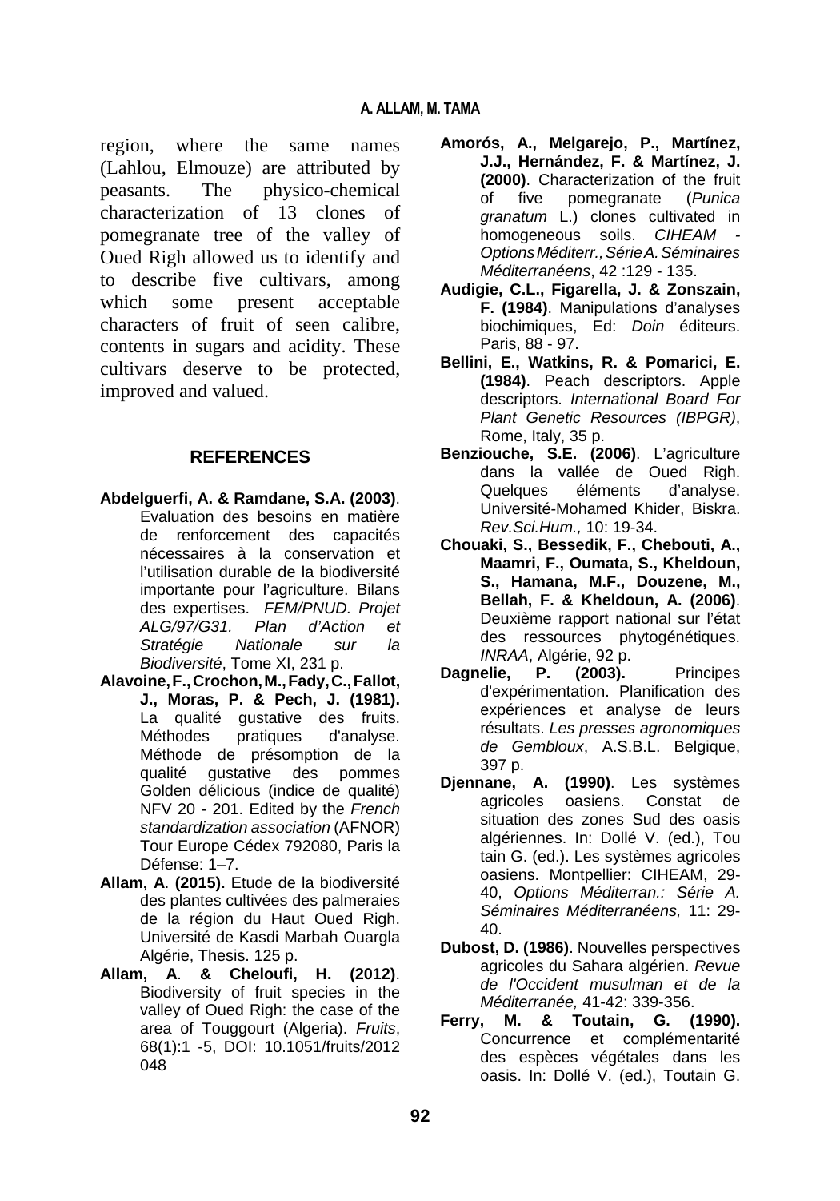region, where the same names (Lahlou, Elmouze) are attributed by peasants. The physico-chemical characterization of 13 clones of pomegranate tree of the valley of Oued Righ allowed us to identify and to describe five cultivars, among which some present acceptable characters of fruit of seen calibre, contents in sugars and acidity. These cultivars deserve to be protected, improved and valued.

## REFERENCES

**Abdelguerfi, A. & Ramdane, S.A. (2003)**. Evaluation des besoins en matière de renforcement des capacités nécessaires à la conservation et l'utilisation durable de la biodiversité importante pour l'agriculture. Bilans des expertises. *FEM/PNUD. Projet ALG/97/G31. Plan d'Action et Stratégie Nationale sur la Biodiversité*, Tome XI, 231 p.

**Alavoine, F., Crochon, M., Fady, C., Fallot, J., Moras, P. & Pech, J. (1981).** La qualité gustative des fruits. Méthodes pratiques d'analyse. Méthode de présomption de la qualité gustative des pommes Golden délicious (indice de qualité) NFV 20 - 201. Edited by the *French standardization association* (AFNOR) Tour Europe Cédex 792080, Paris la Défense: 1–7.

**Allam, A**. **(2015).** Etude de la biodiversité des plantes cultivées des palmeraies de la région du Haut Oued Righ. Université de Kasdi Marbah Ouargla Algérie, Thesis. 125 p.

**Allam, A**. **& Cheloufi, H. (2012)**. Biodiversity of fruit species in the valley of Oued Righ: the case of the area of Touggourt (Algeria). *Fruits*, 68(1):1 -5, DOI: 10.1051/fruits/2012 048

**Amorós, A., Melgarejo, P., Martínez, J.J., Hernández, F. & Martínez, J. (2000)**. Characterization of the fruit of five pomegranate (*Punica granatum* L.) clones cultivated in homogeneous soils. *CIHEAM - Options Méditerr., Série A. Séminaires Méditerranéens*, 42 :129 - 135.

**Audigie, C.L., Figarella, J. & Zonszain, F. (1984)**. Manipulations d'analyses biochimiques, Ed: *Doin* éditeurs. Paris, 88 - 97.

**Bellini, E., Watkins, R. & Pomarici, E. (1984)**. Peach descriptors. Apple descriptors. *International Board For Plant Genetic Resources (IBPGR)*, Rome, Italy, 35 p.

**Benziouche, S.E. (2006)**. L'agriculture dans la vallée de Oued Righ. Quelques éléments d'analyse. Université-Mohamed Khider, Biskra. *Rev.Sci.Hum.,* 10: 19-34.

**Chouaki, S., Bessedik, F., Chebouti, A., Maamri, F., Oumata, S., Kheldoun, S., Hamana, M.F., Douzene, M., Bellah, F. & Kheldoun, A. (2006)**. Deuxième rapport national sur l'état des ressources phytogénétiques. *INRAA*, Algérie, 92 p.

**Dagnelie, P. (2003).** Principes d'expérimentation. Planification des expériences et analyse de leurs résultats. *Les presses agronomiques de Gembloux*, A.S.B.L. Belgique, 397 p.

**Djennane, A. (1990)**. Les systèmes agricoles oasiens. Constat de situation des zones Sud des oasis algériennes. In: Dollé V. (ed.), Tou tain G. (ed.). Les systèmes agricoles oasiens. Montpellier: CIHEAM, 29-40, *Options Méditerran.: Série A. Séminaires Méditerranéens,* 11: 29-40.

**Dubost, D. (1986)**. Nouvelles perspectives agricoles du Sahara algérien. *Revue de l'Occident musulman et de la Méditerranée,* 41-42: 339-356.

**Ferry, M. & Toutain, G. (1990).** Concurrence et complémentarité des espèces végétales dans les oasis. In: Dollé V. (ed.), Toutain G.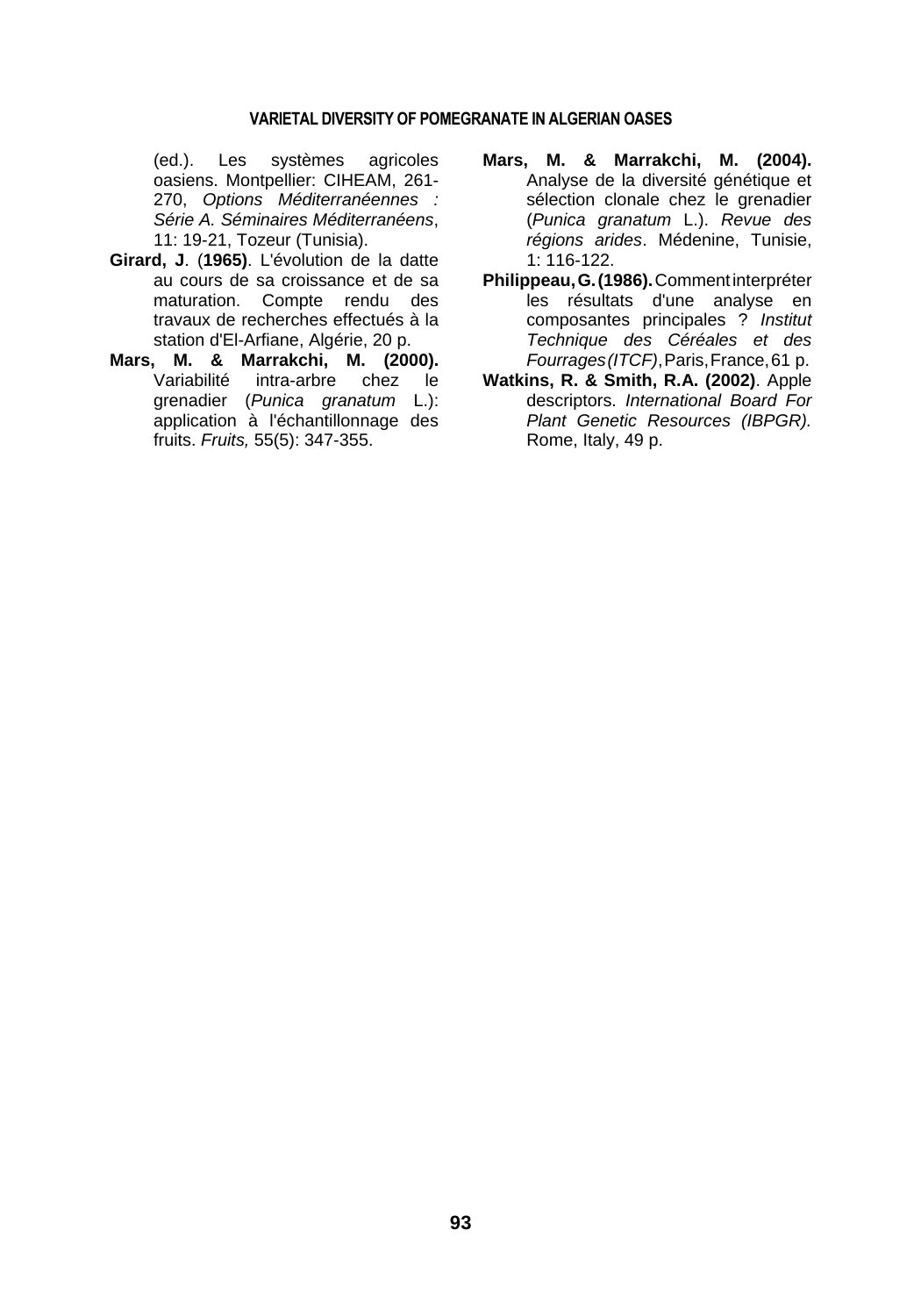(ed.). Les systèmes agricoles oasiens. Montpellier: CIHEAM, 261-270, *Options Méditerranéennes : Série A. Séminaires Méditerranéens*, 11: 19-21, Tozeur (Tunisia).

**Girard, J**. (**1965)**. L'évolution de la datte au cours de sa croissance et de sa maturation. Compte rendu des travaux de recherches effectués à la station d'El-Arfiane, Algérie, 20 p.

**Mars, M. & Marrakchi, M. (2000).** Variabilité intra-arbre chez le grenadier (*Punica granatum* L.): application à l'échantillonnage des fruits. *Fruits,* 55(5): 347-355.

**Mars, M. & Marrakchi, M. (2004).** Analyse de la diversité génétique et sélection clonale chez le grenadier (*Punica granatum* L.). *Revue des régions arides*. Médenine, Tunisie, 1: 116-122.

**Philippeau, G. (1986).** Comment interpréter les résultats d'une analyse en composantes principales ? *Institut Technique des Céréales et des Fourrages (ITCF)*, Paris, France, 61 p.

**Watkins, R. & Smith, R.A. (2002)**. Apple descriptors. *International Board For Plant Genetic Resources (IBPGR).* Rome, Italy, 49 p.